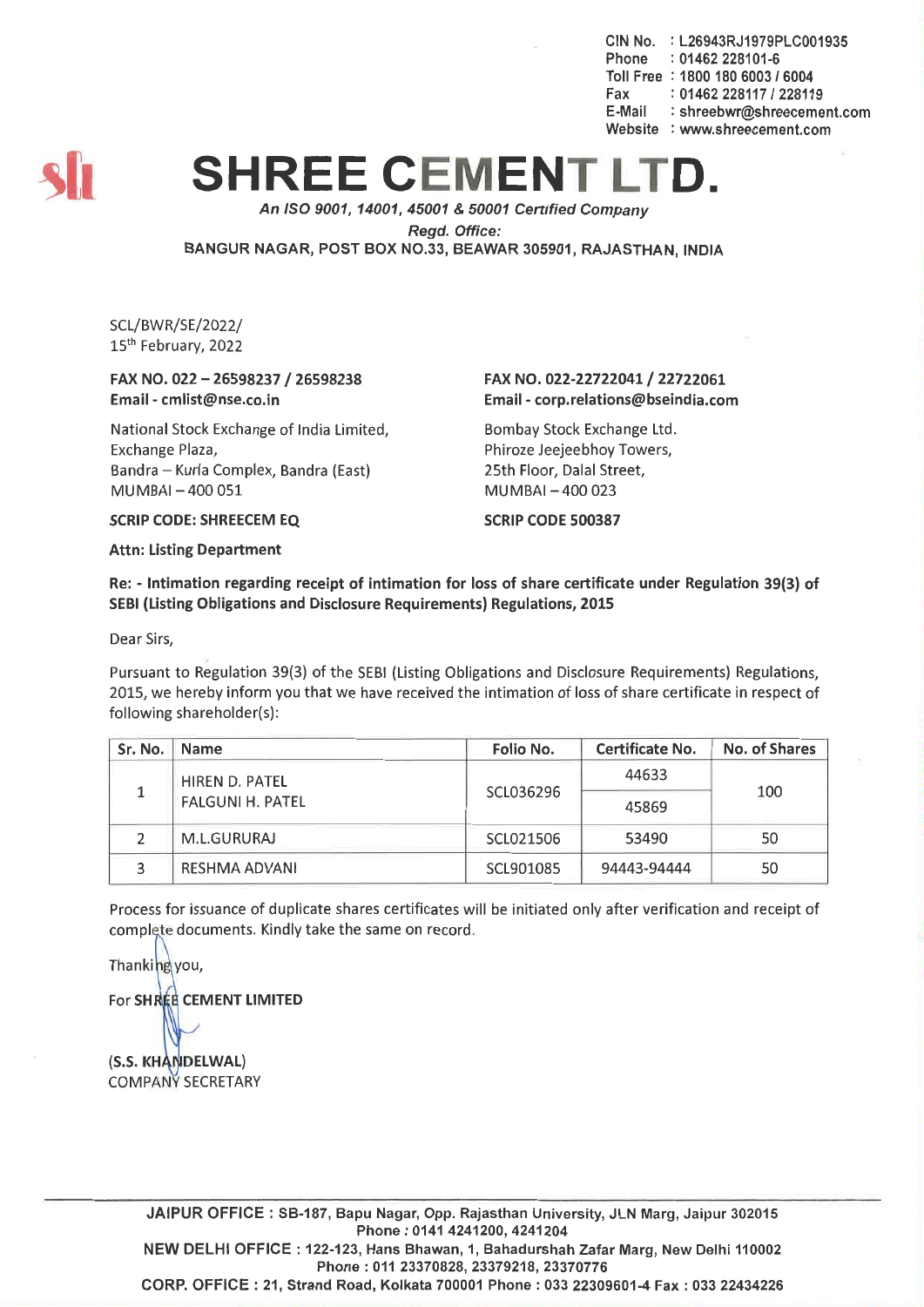CIN No. : L26943RJ1979PLC001935
Phone : 01462 228101-6
Toll Free : 1800 180 6003 / 6004
Fax : 01462 228117 / 228119
E-Mail : shreebwr@shreecement.com
Website : www.shreecement.com

# SHREE CEMENT LTD.

*An ISO 9001, 14001, 45001 & 50001 Certified Company*

*Regd. Office:*

BANGUR NAGAR, POST BOX NO.33, BEAWAR 305901, RAJASTHAN, INDIA

SCL/BWR/SE/2022/
15th February, 2022

**FAX NO. 022 – 26598237 / 26598238**
**Email - cmlist@nse.co.in**

National Stock Exchange of India Limited,
Exchange Plaza,
Bandra – Kurla Complex, Bandra (East)
MUMBAI – 400 051

**SCRIP CODE: SHREECEM EQ**

**FAX NO. 022-22722041 / 22722061**
**Email - corp.relations@bseindia.com**

Bombay Stock Exchange Ltd.
Phiroze Jeejeebhoy Towers,
25th Floor, Dalal Street,
MUMBAI – 400 023

**SCRIP CODE 500387**

**Attn: Listing Department**

**Re: - Intimation regarding receipt of intimation for loss of share certificate under Regulation 39(3) of SEBI (Listing Obligations and Disclosure Requirements) Regulations, 2015**

Dear Sirs,

Pursuant to Regulation 39(3) of the SEBI (Listing Obligations and Disclosure Requirements) Regulations, 2015, we hereby inform you that we have received the intimation of loss of share certificate in respect of following shareholder(s):

| Sr. No. | Name | Folio No. | Certificate No. | No. of Shares |
|---|---|---|---|---|
| 1 | HIREN D. PATEL<br>FALGUNI H. PATEL | SCL036296 | 44633 | 100 |
| | | | 45869 | |
| 2 | M.L.GURURAJ | SCL021506 | 53490 | 50 |
| 3 | RESHMA ADVANI | SCL901085 | 94443-94444 | 50 |

Process for issuance of duplicate shares certificates will be initiated only after verification and receipt of complete documents. Kindly take the same on record.

Thanking you,

For **SHREE CEMENT LIMITED**

**(S.S. KHANDELWAL)**
COMPANY SECRETARY

**JAIPUR OFFICE :** SB-187, Bapu Nagar, Opp. Rajasthan University, JLN Marg, Jaipur 302015
Phone : 0141 4241200, 4241204
**NEW DELHI OFFICE :** 122-123, Hans Bhawan, 1, Bahadurshah Zafar Marg, New Delhi 110002
Phone : 011 23370828, 23379218, 23370776
**CORP. OFFICE :** 21, Strand Road, Kolkata 700001 Phone : 033 22309601-4 Fax : 033 22434226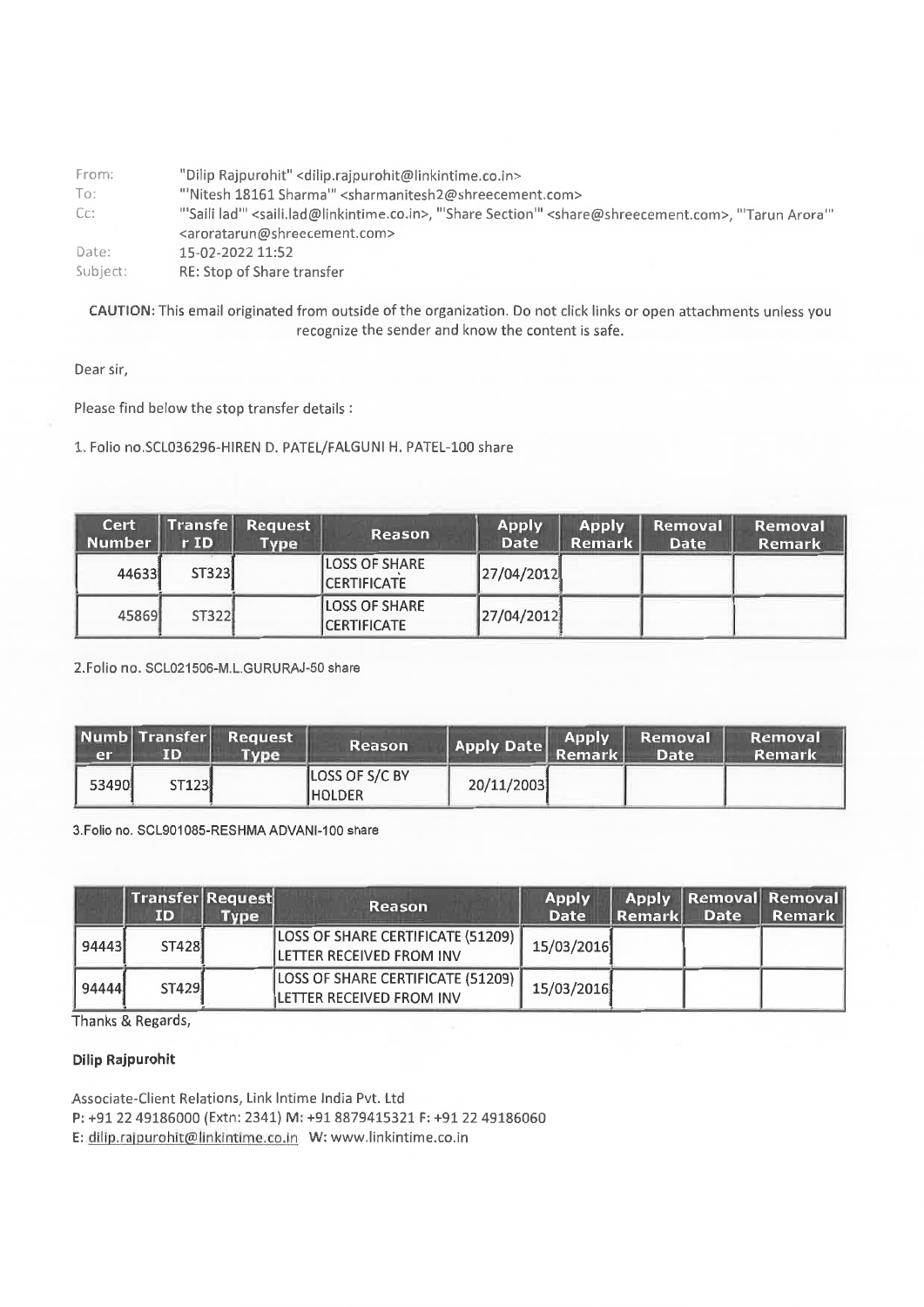From: "Dilip Rajpurohit" <dilip.rajpurohit@linkintime.co.in>
To: "'Nitesh 18161 Sharma'" <sharmanitesh2@shreecement.com>
Cc: "'Saili lad'" <saili.lad@linkintime.co.in>, "'Share Section'" <share@shreecement.com>, "'Tarun Arora'" <aroratarun@shreecement.com>
Date: 15-02-2022 11:52
Subject: RE: Stop of Share transfer

**CAUTION:** This email originated from outside of the organization. Do not click links or open attachments unless you recognize the sender and know the content is safe.

Dear sir,

Please find below the stop transfer details :

1. Folio no.SCL036296-HIREN D. PATEL/FALGUNI H. PATEL-100 share

| Cert Number | Transfer ID | Request Type | Reason | Apply Date | Apply Remark | Removal Date | Removal Remark |
|---|---|---|---|---|---|---|---|
| 44633 | ST323 | | LOSS OF SHARE CERTIFICATE | 27/04/2012 | | | |
| 45869 | ST322 | | LOSS OF SHARE CERTIFICATE | 27/04/2012 | | | |

2.Folio no. SCL021506-M.L.GURURAJ-50 share

| Number | Transfer ID | Request Type | Reason | Apply Date | Apply Remark | Removal Date | Removal Remark |
|---|---|---|---|---|---|---|---|
| 53490 | ST123 | | LOSS OF S/C BY HOLDER | 20/11/2003 | | | |

3.Folio no. SCL901085-RESHMA ADVANI-100 share

| | Transfer ID | Request Type | Reason | Apply Date | Apply Remark | Removal Date | Removal Remark |
|---|---|---|---|---|---|---|---|
| 94443 | ST428 | | LOSS OF SHARE CERTIFICATE (51209) LETTER RECEIVED FROM INV | 15/03/2016 | | | |
| 94444 | ST429 | | LOSS OF SHARE CERTIFICATE (51209) LETTER RECEIVED FROM INV | 15/03/2016 | | | |

Thanks & Regards,

**Dilip Rajpurohit**

Associate-Client Relations, Link Intime India Pvt. Ltd
P: +91 22 49186000 (Extn: 2341) M: +91 8879415321 F: +91 22 49186060
E: dilip.rajpurohit@linkintime.co.in W: www.linkintime.co.in